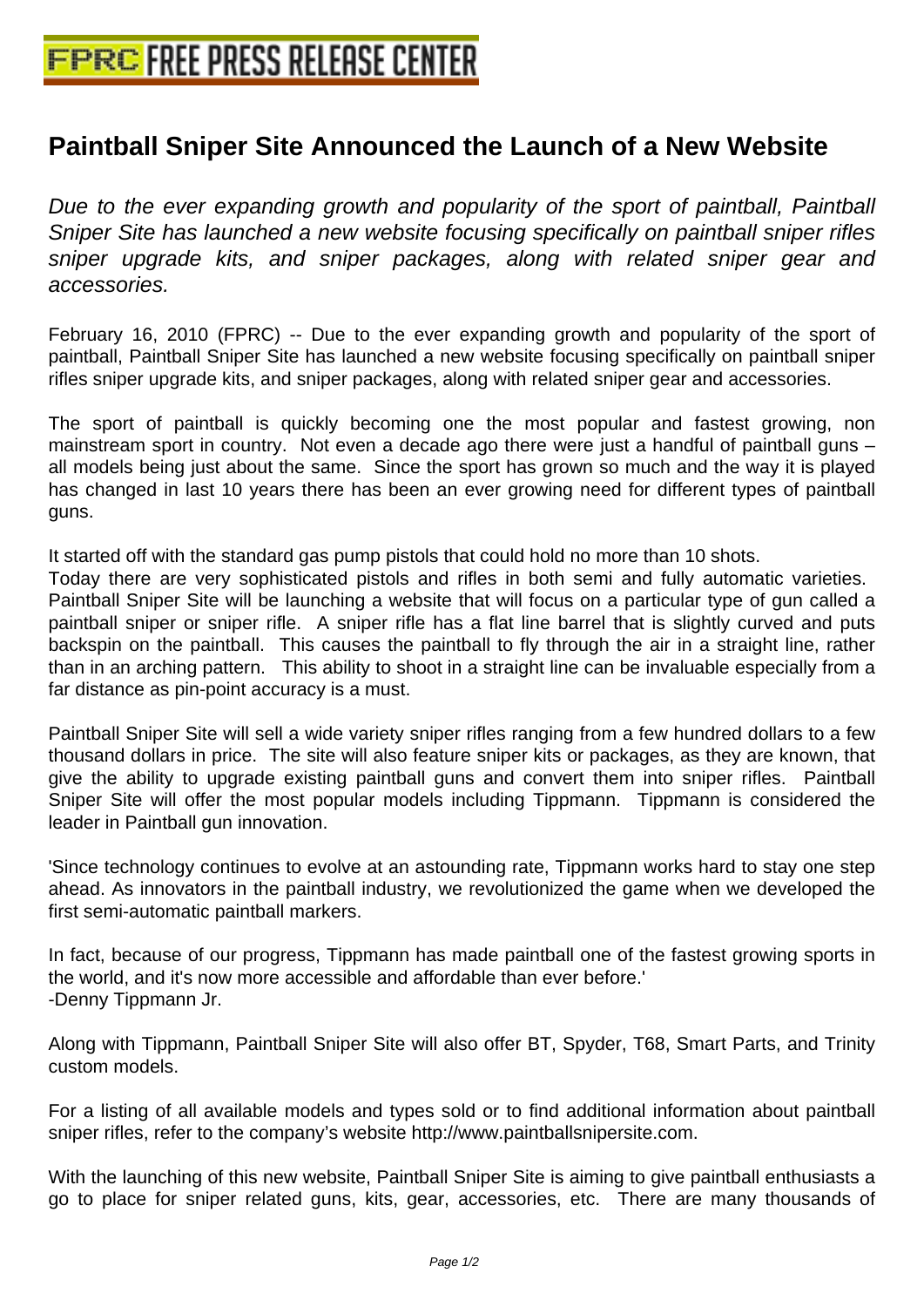# Paintball Sniper Site Announced the Launch of a New Website

*Due to the ever expanding growth and popularity of the sport of paintball, Paintball Sniper Site has launched a new website focusing specifically on paintball sniper rifles sniper upgrade kits, and sniper packages, along with related sniper gear and accessories.*

February 16, 2010 (FPRC) -- Due to the ever expanding growth and popularity of the sport of paintball, Paintball Sniper Site has launched a new website focusing specifically on paintball sniper rifles sniper upgrade kits, and sniper packages, along with related sniper gear and accessories.

The sport of paintball is quickly becoming one the most popular and fastest growing, non mainstream sport in country. Not even a decade ago there were just a handful of paintball guns – all models being just about the same. Since the sport has grown so much and the way it is played has changed in last 10 years there has been an ever growing need for different types of paintball guns.

It started off with the standard gas pump pistols that could hold no more than 10 shots.
Today there are very sophisticated pistols and rifles in both semi and fully automatic varieties. Paintball Sniper Site will be launching a website that will focus on a particular type of gun called a paintball sniper or sniper rifle. A sniper rifle has a flat line barrel that is slightly curved and puts backspin on the paintball. This causes the paintball to fly through the air in a straight line, rather than in an arching pattern. This ability to shoot in a straight line can be invaluable especially from a far distance as pin-point accuracy is a must.

Paintball Sniper Site will sell a wide variety sniper rifles ranging from a few hundred dollars to a few thousand dollars in price. The site will also feature sniper kits or packages, as they are known, that give the ability to upgrade existing paintball guns and convert them into sniper rifles. Paintball Sniper Site will offer the most popular models including Tippmann. Tippmann is considered the leader in Paintball gun innovation.

'Since technology continues to evolve at an astounding rate, Tippmann works hard to stay one step ahead. As innovators in the paintball industry, we revolutionized the game when we developed the first semi-automatic paintball markers.

In fact, because of our progress, Tippmann has made paintball one of the fastest growing sports in the world, and it's now more accessible and affordable than ever before.'
-Denny Tippmann Jr.

Along with Tippmann, Paintball Sniper Site will also offer BT, Spyder, T68, Smart Parts, and Trinity custom models.

For a listing of all available models and types sold or to find additional information about paintball sniper rifles, refer to the company's website http://www.paintballsnipersite.com.

With the launching of this new website, Paintball Sniper Site is aiming to give paintball enthusiasts a go to place for sniper related guns, kits, gear, accessories, etc. There are many thousands of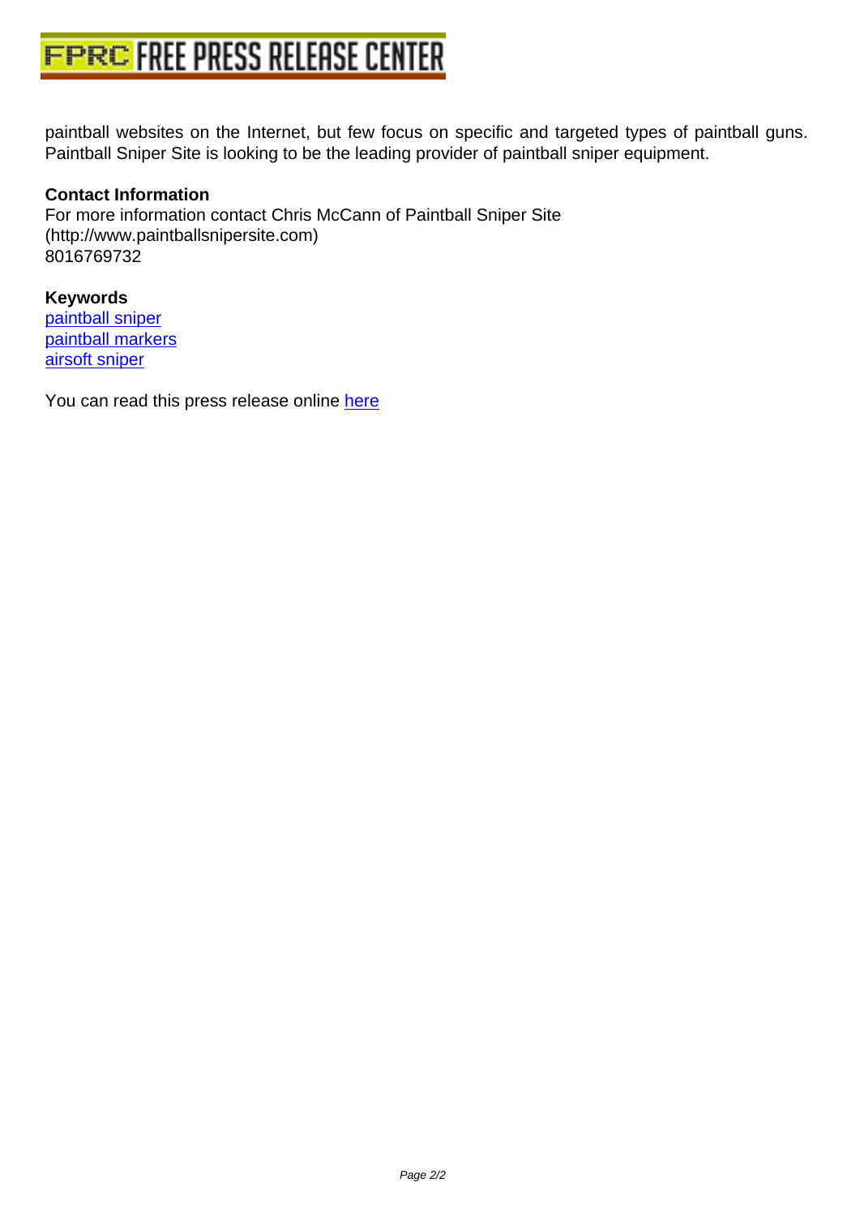paintball websites on the Internet, but few focus on specific and targeted types of paintball guns. Paintball Sniper Site is looking to be the leading provider of paintball sniper equipment.

**Contact Information**
For more information contact Chris McCann of Paintball Sniper Site
(http://www.paintballsnipersite.com)
8016769732

**Keywords**
paintball sniper
paintball markers
airsoft sniper

You can read this press release online here